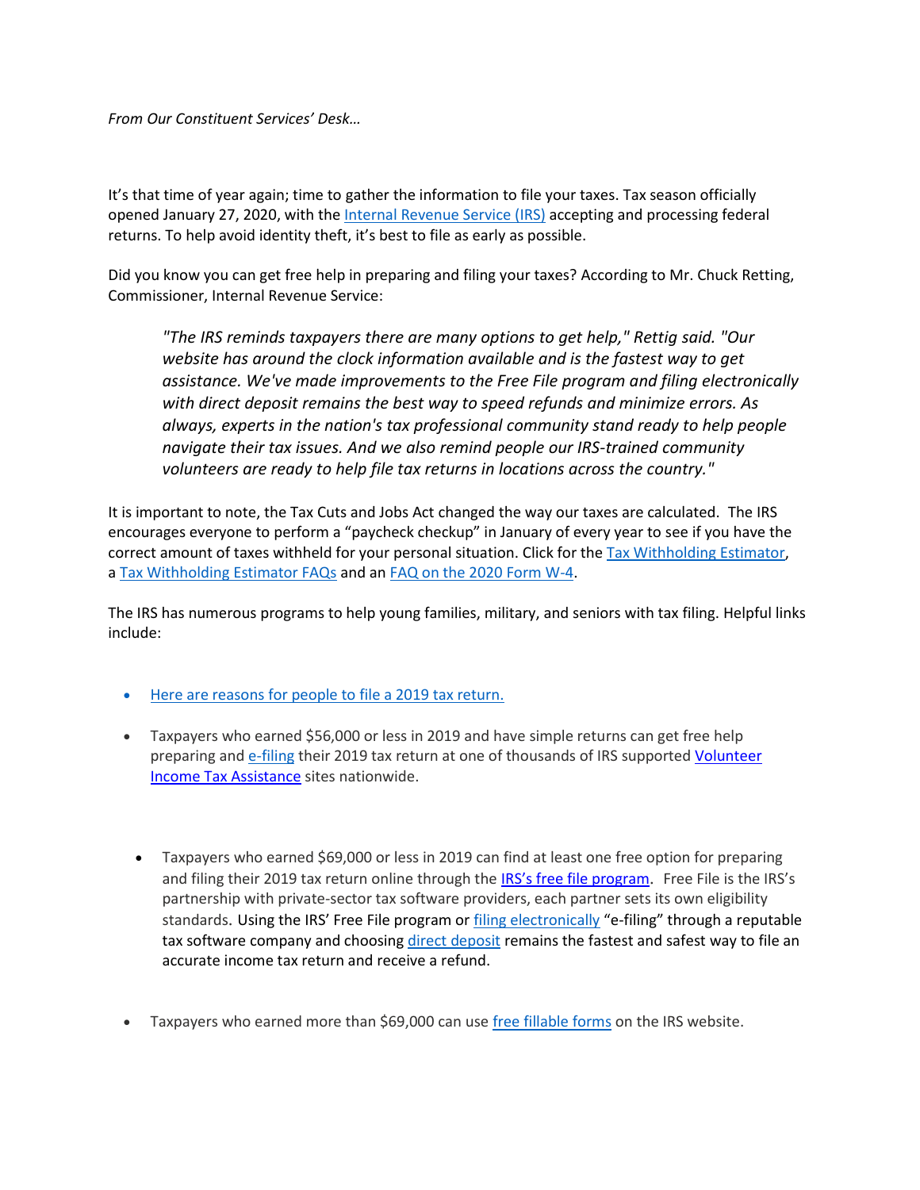*From Our Constituent Services' Desk…*

It's that time of year again; time to gather the information to file your taxes. Tax season officially opened January 27, 2020, with the Internal Revenue Service (IRS) accepting and processing federal returns. To help avoid identity theft, it's best to file as early as possible.

Did you know you can get free help in preparing and filing your taxes? According to Mr. Chuck Retting, Commissioner, Internal Revenue Service:

> *"The IRS reminds taxpayers there are many options to get help," Rettig said. "Our website has around the clock information available and is the fastest way to get assistance. We've made improvements to the Free File program and filing electronically with direct deposit remains the best way to speed refunds and minimize errors. As always, experts in the nation's tax professional community stand ready to help people navigate their tax issues. And we also remind people our IRS-trained community volunteers are ready to help file tax returns in locations across the country."*

It is important to note, the Tax Cuts and Jobs Act changed the way our taxes are calculated. The IRS encourages everyone to perform a "paycheck checkup" in January of every year to see if you have the correct amount of taxes withheld for your personal situation. Click for the Tax Withholding Estimator, a Tax Withholding Estimator FAQs and an FAQ on the 2020 Form W-4.

The IRS has numerous programs to help young families, military, and seniors with tax filing. Helpful links include:

- Here are reasons for people to file a 2019 tax return.
- Taxpayers who earned $56,000 or less in 2019 and have simple returns can get free help preparing and e-filing their 2019 tax return at one of thousands of IRS supported Volunteer Income Tax Assistance sites nationwide.
- Taxpayers who earned $69,000 or less in 2019 can find at least one free option for preparing and filing their 2019 tax return online through the IRS's free file program. Free File is the IRS's partnership with private-sector tax software providers, each partner sets its own eligibility standards. Using the IRS' Free File program or filing electronically "e-filing" through a reputable tax software company and choosing direct deposit remains the fastest and safest way to file an accurate income tax return and receive a refund.
- Taxpayers who earned more than $69,000 can use free fillable forms on the IRS website.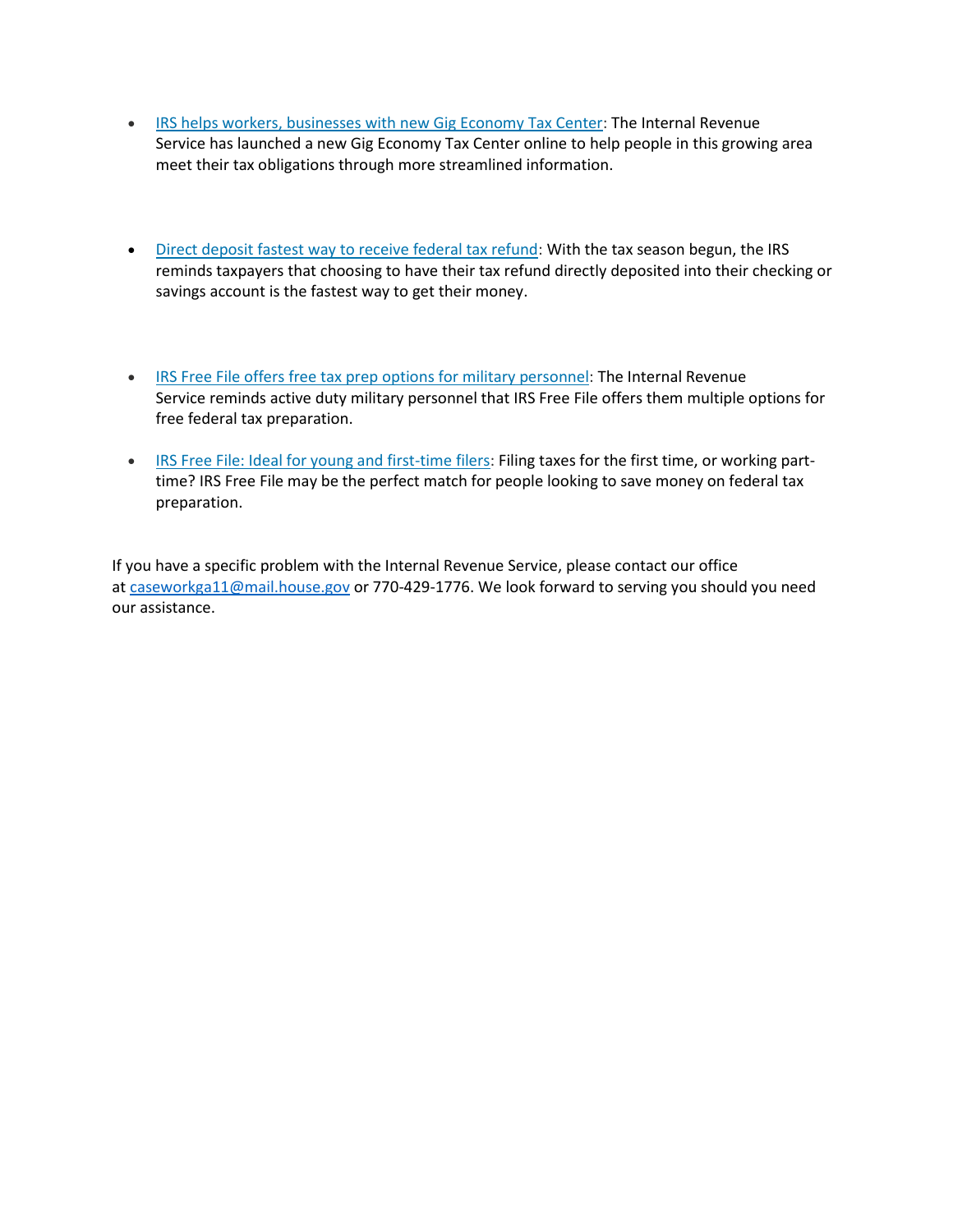- IRS helps workers, businesses with new Gig Economy Tax Center: The Internal Revenue Service has launched a new Gig Economy Tax Center online to help people in this growing area meet their tax obligations through more streamlined information.

- Direct deposit fastest way to receive federal tax refund: With the tax season begun, the IRS reminds taxpayers that choosing to have their tax refund directly deposited into their checking or savings account is the fastest way to get their money.

- IRS Free File offers free tax prep options for military personnel: The Internal Revenue Service reminds active duty military personnel that IRS Free File offers them multiple options for free federal tax preparation.

- IRS Free File: Ideal for young and first-time filers: Filing taxes for the first time, or working part-time? IRS Free File may be the perfect match for people looking to save money on federal tax preparation.

If you have a specific problem with the Internal Revenue Service, please contact our office at caseworkga11@mail.house.gov or 770-429-1776. We look forward to serving you should you need our assistance.